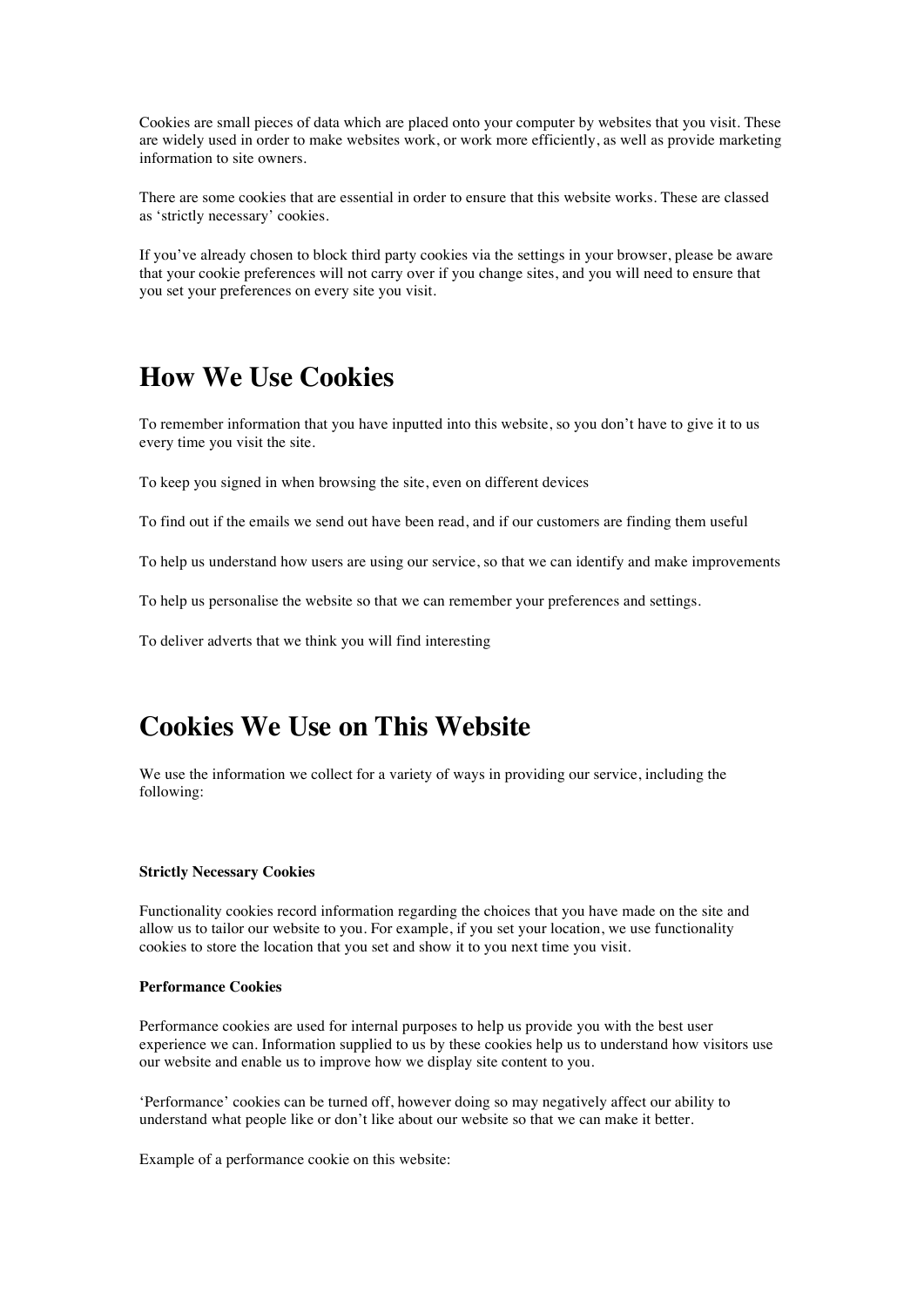Cookies are small pieces of data which are placed onto your computer by websites that you visit. These are widely used in order to make websites work, or work more efficiently, as well as provide marketing information to site owners.

There are some cookies that are essential in order to ensure that this website works. These are classed as 'strictly necessary' cookies.

If you've already chosen to block third party cookies via the settings in your browser, please be aware that your cookie preferences will not carry over if you change sites, and you will need to ensure that you set your preferences on every site you visit.

## How We Use Cookies

To remember information that you have inputted into this website, so you don't have to give it to us every time you visit the site.

To keep you signed in when browsing the site, even on different devices

To find out if the emails we send out have been read, and if our customers are finding them useful

To help us understand how users are using our service, so that we can identify and make improvements

To help us personalise the website so that we can remember your preferences and settings.

To deliver adverts that we think you will find interesting

## Cookies We Use on This Website

We use the information we collect for a variety of ways in providing our service, including the following:

**Strictly Necessary Cookies**

Functionality cookies record information regarding the choices that you have made on the site and allow us to tailor our website to you. For example, if you set your location, we use functionality cookies to store the location that you set and show it to you next time you visit.

**Performance Cookies**

Performance cookies are used for internal purposes to help us provide you with the best user experience we can. Information supplied to us by these cookies help us to understand how visitors use our website and enable us to improve how we display site content to you.

'Performance' cookies can be turned off, however doing so may negatively affect our ability to understand what people like or don't like about our website so that we can make it better.

Example of a performance cookie on this website: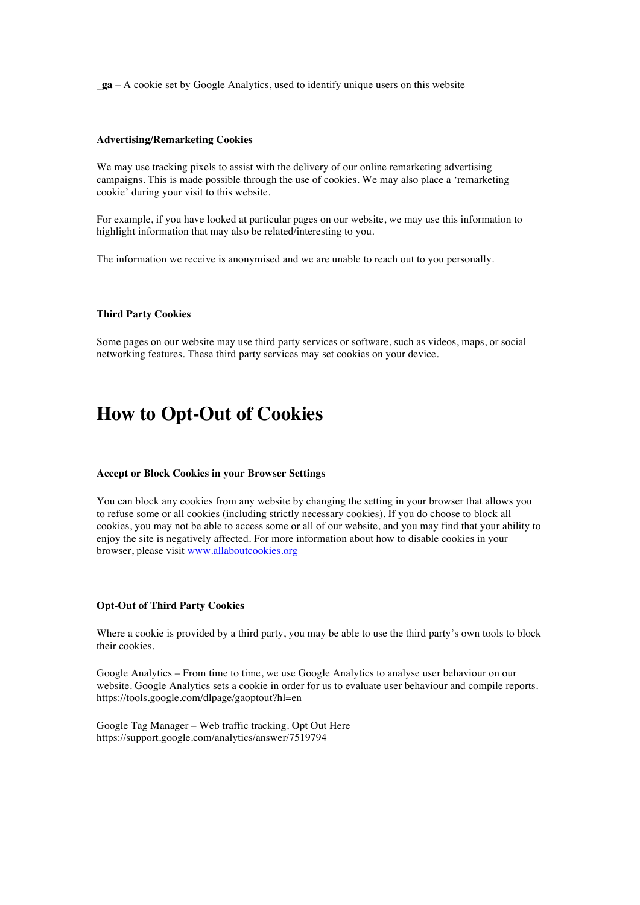**_ga** – A cookie set by Google Analytics, used to identify unique users on this website

**Advertising/Remarketing Cookies**

We may use tracking pixels to assist with the delivery of our online remarketing advertising campaigns. This is made possible through the use of cookies. We may also place a 'remarketing cookie' during your visit to this website.

For example, if you have looked at particular pages on our website, we may use this information to highlight information that may also be related/interesting to you.

The information we receive is anonymised and we are unable to reach out to you personally.

**Third Party Cookies**

Some pages on our website may use third party services or software, such as videos, maps, or social networking features. These third party services may set cookies on your device.

# How to Opt-Out of Cookies

**Accept or Block Cookies in your Browser Settings**

You can block any cookies from any website by changing the setting in your browser that allows you to refuse some or all cookies (including strictly necessary cookies). If you do choose to block all cookies, you may not be able to access some or all of our website, and you may find that your ability to enjoy the site is negatively affected. For more information about how to disable cookies in your browser, please visit [www.allaboutcookies.org](http://www.allaboutcookies.org)

**Opt-Out of Third Party Cookies**

Where a cookie is provided by a third party, you may be able to use the third party's own tools to block their cookies.

Google Analytics – From time to time, we use Google Analytics to analyse user behaviour on our website. Google Analytics sets a cookie in order for us to evaluate user behaviour and compile reports. https://tools.google.com/dlpage/gaoptout?hl=en

Google Tag Manager – Web traffic tracking. Opt Out Here https://support.google.com/analytics/answer/7519794